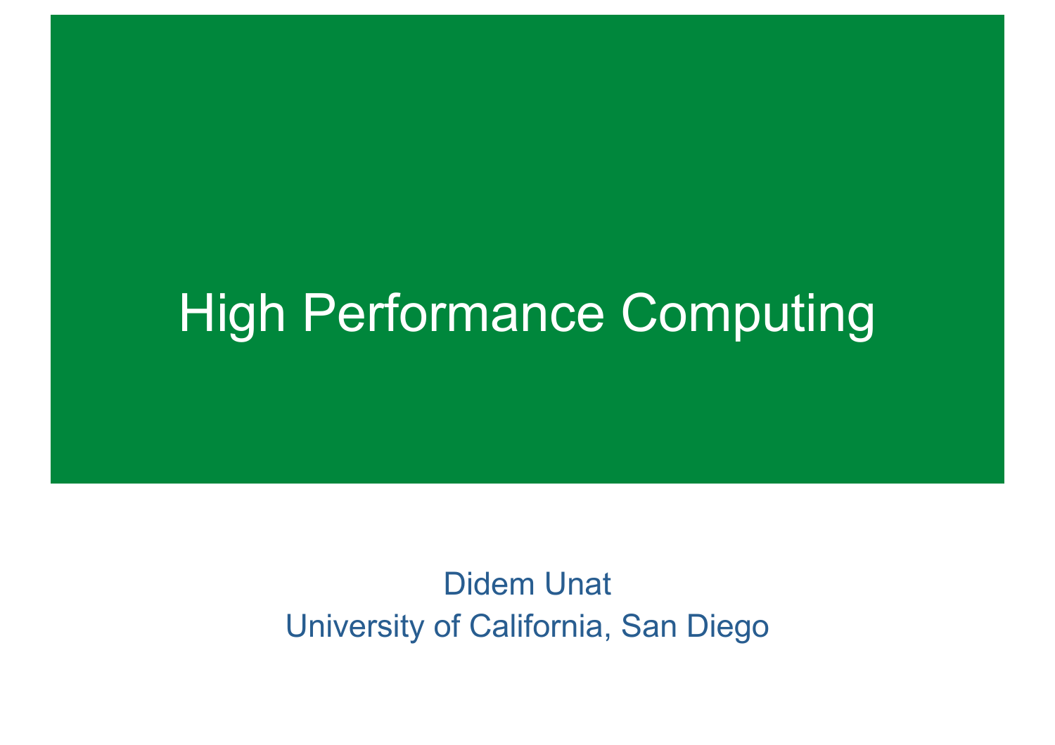# High Performance Computing

Didem Unat

University of California, San Diego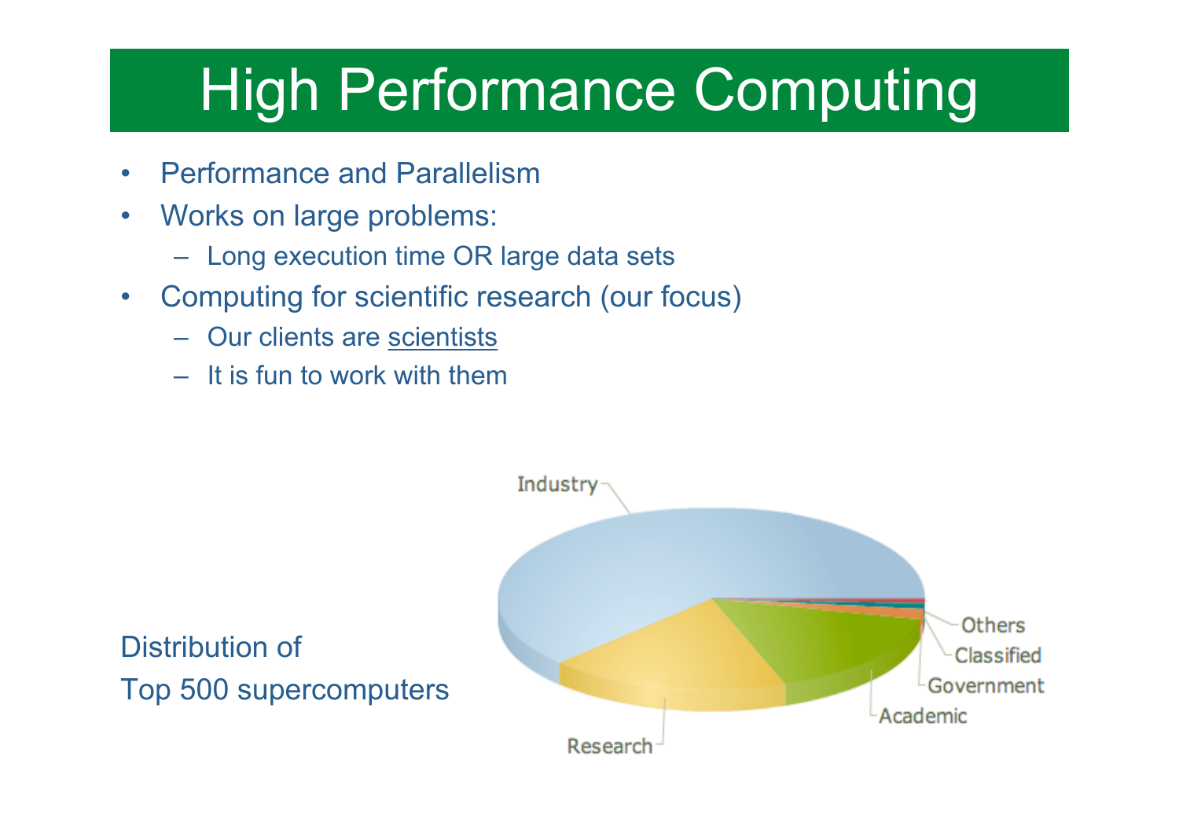# High Performance Computing

- Performance and Parallelism
- Works on large problems:
  - Long execution time OR large data sets
- Computing for scientific research (our focus)
  - Our clients are scientists
  - It is fun to work with them

Distribution of Top 500 supercomputers

Industry, Research, Academic, Government, Classified, Others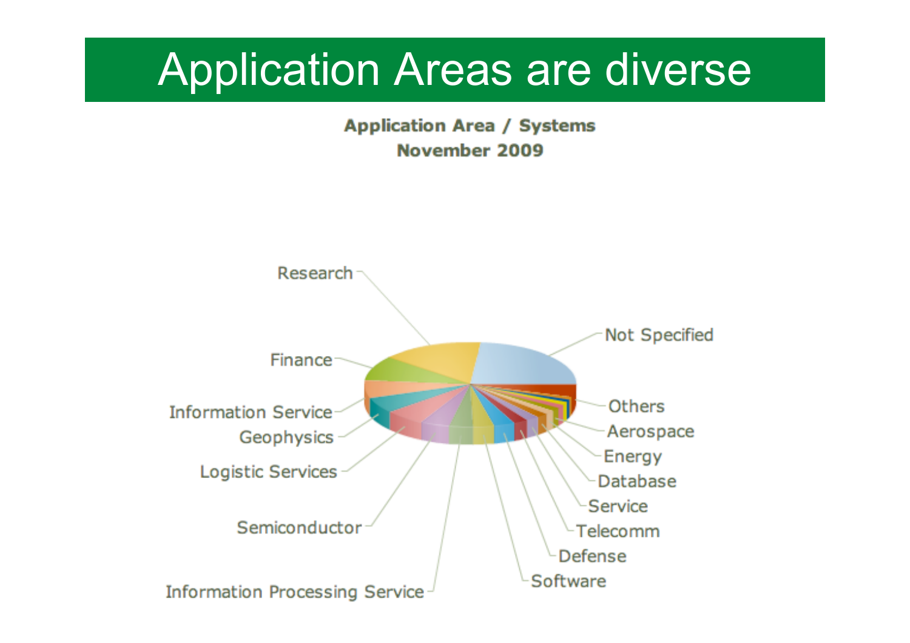# Application Areas are diverse

**Application Area / Systems**
**November 2009**

Research
Not Specified
Finance
Others
Information Service
Aerospace
Geophysics
Energy
Logistic Services
Database
Service
Semiconductor
Telecomm
Defense
Software
Information Processing Service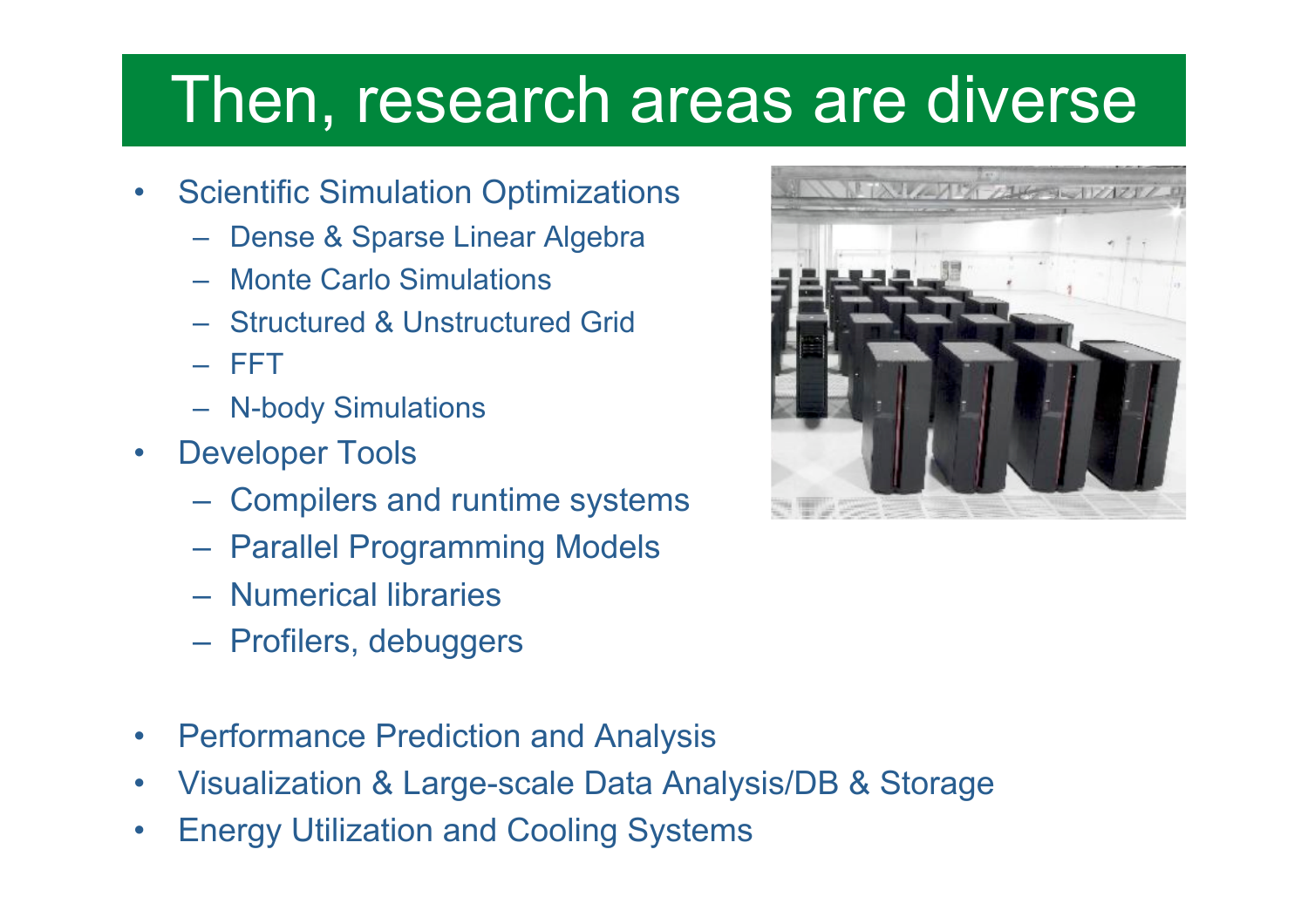# Then, research areas are diverse

- Scientific Simulation Optimizations
  - Dense & Sparse Linear Algebra
  - Monte Carlo Simulations
  - Structured & Unstructured Grid
  - FFT
  - N-body Simulations
- Developer Tools
  - Compilers and runtime systems
  - Parallel Programming Models
  - Numerical libraries
  - Profilers, debuggers
- Performance Prediction and Analysis
- Visualization & Large-scale Data Analysis/DB & Storage
- Energy Utilization and Cooling Systems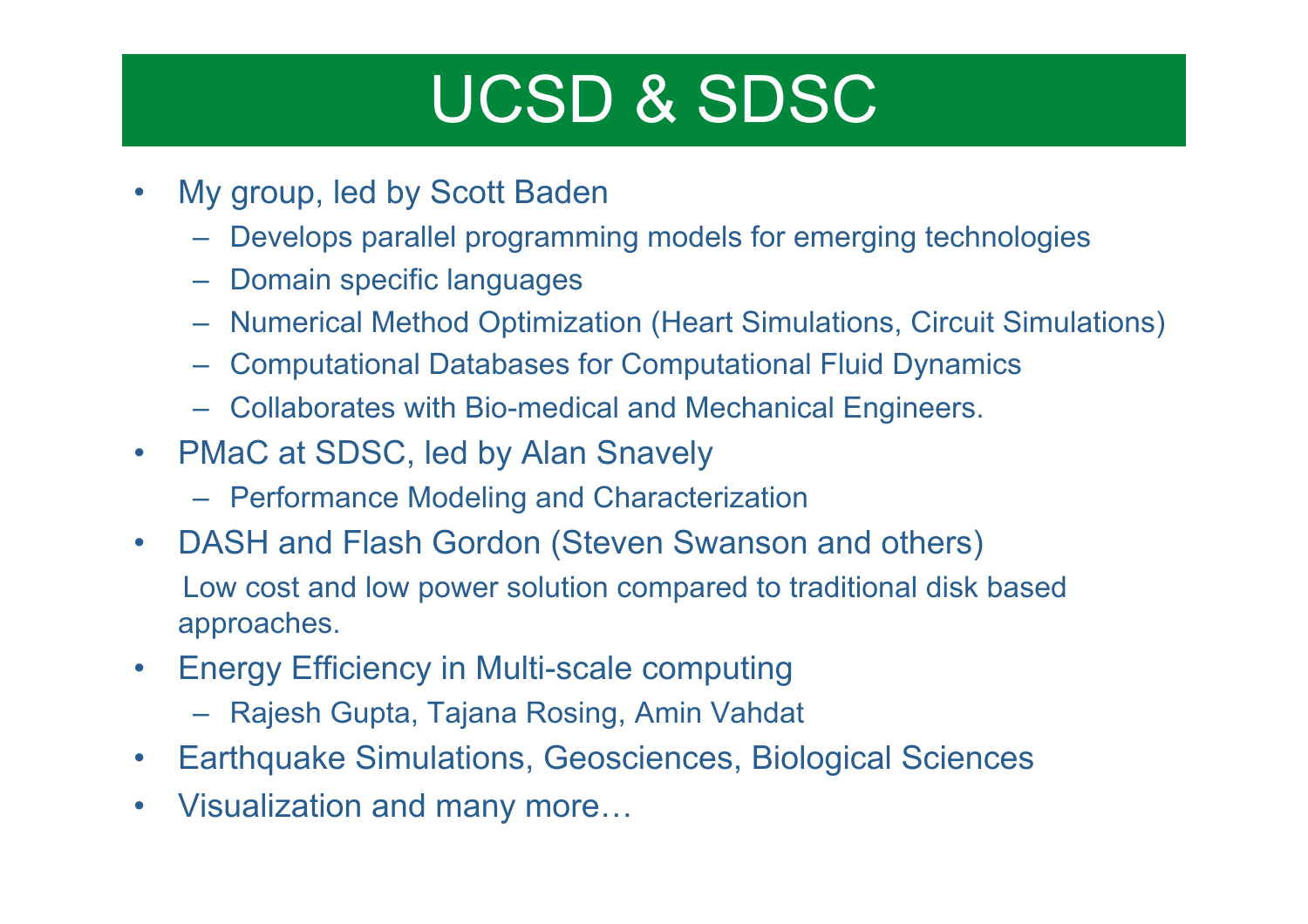# UCSD & SDSC

- My group, led by Scott Baden
  - Develops parallel programming models for emerging technologies
  - Domain specific languages
  - Numerical Method Optimization (Heart Simulations, Circuit Simulations)
  - Computational Databases for Computational Fluid Dynamics
  - Collaborates with Bio-medical and Mechanical Engineers.
- PMaC at SDSC, led by Alan Snavely
  - Performance Modeling and Characterization
- DASH and Flash Gordon (Steven Swanson and others)

  Low cost and low power solution compared to traditional disk based approaches.
- Energy Efficiency in Multi-scale computing
  - Rajesh Gupta, Tajana Rosing, Amin Vahdat
- Earthquake Simulations, Geosciences, Biological Sciences
- Visualization and many more…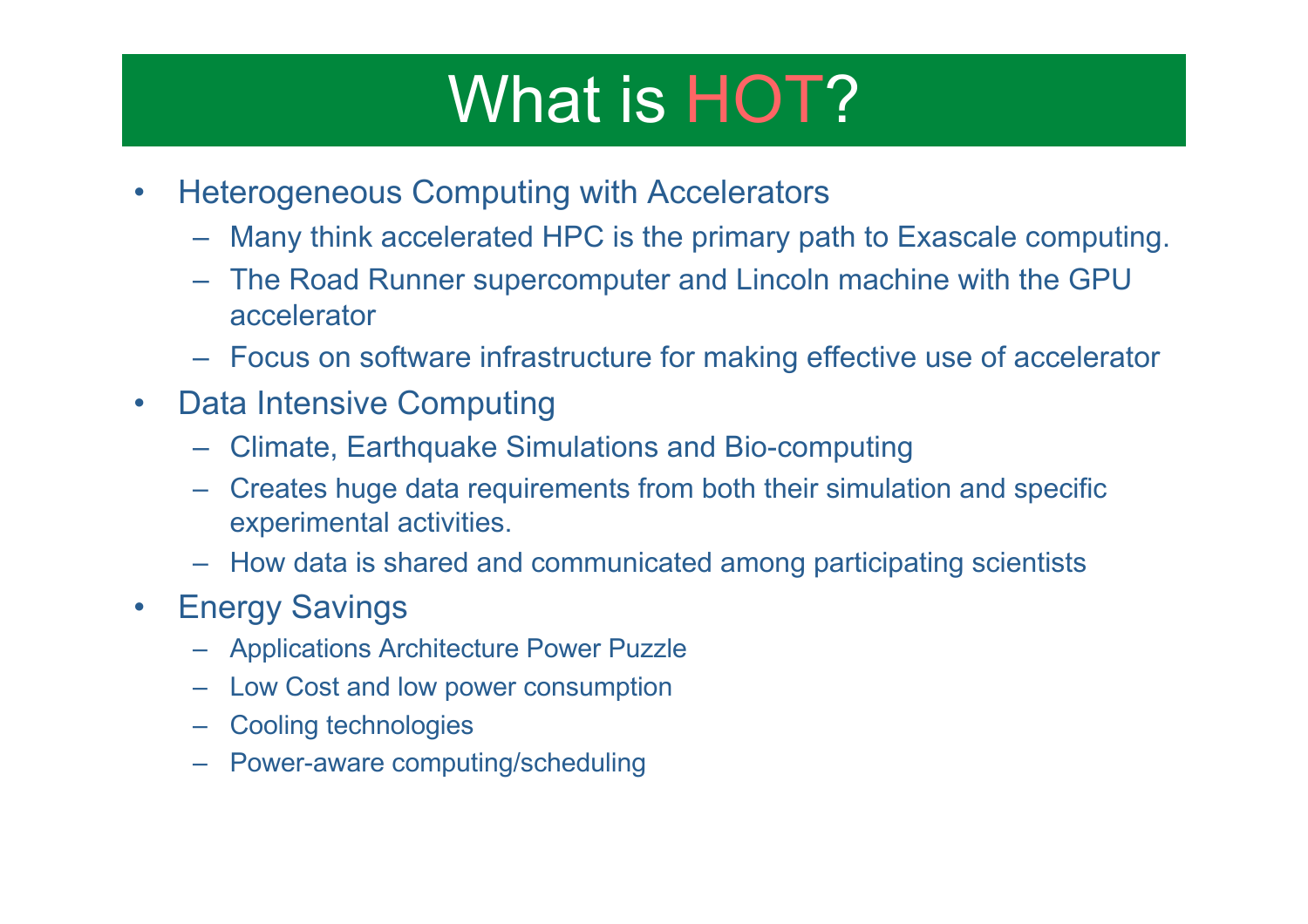# What is HOT?

- Heterogeneous Computing with Accelerators
  - Many think accelerated HPC is the primary path to Exascale computing.
  - The Road Runner supercomputer and Lincoln machine with the GPU accelerator
  - Focus on software infrastructure for making effective use of accelerator
- Data Intensive Computing
  - Climate, Earthquake Simulations and Bio-computing
  - Creates huge data requirements from both their simulation and specific experimental activities.
  - How data is shared and communicated among participating scientists
- Energy Savings
  - Applications Architecture Power Puzzle
  - Low Cost and low power consumption
  - Cooling technologies
  - Power-aware computing/scheduling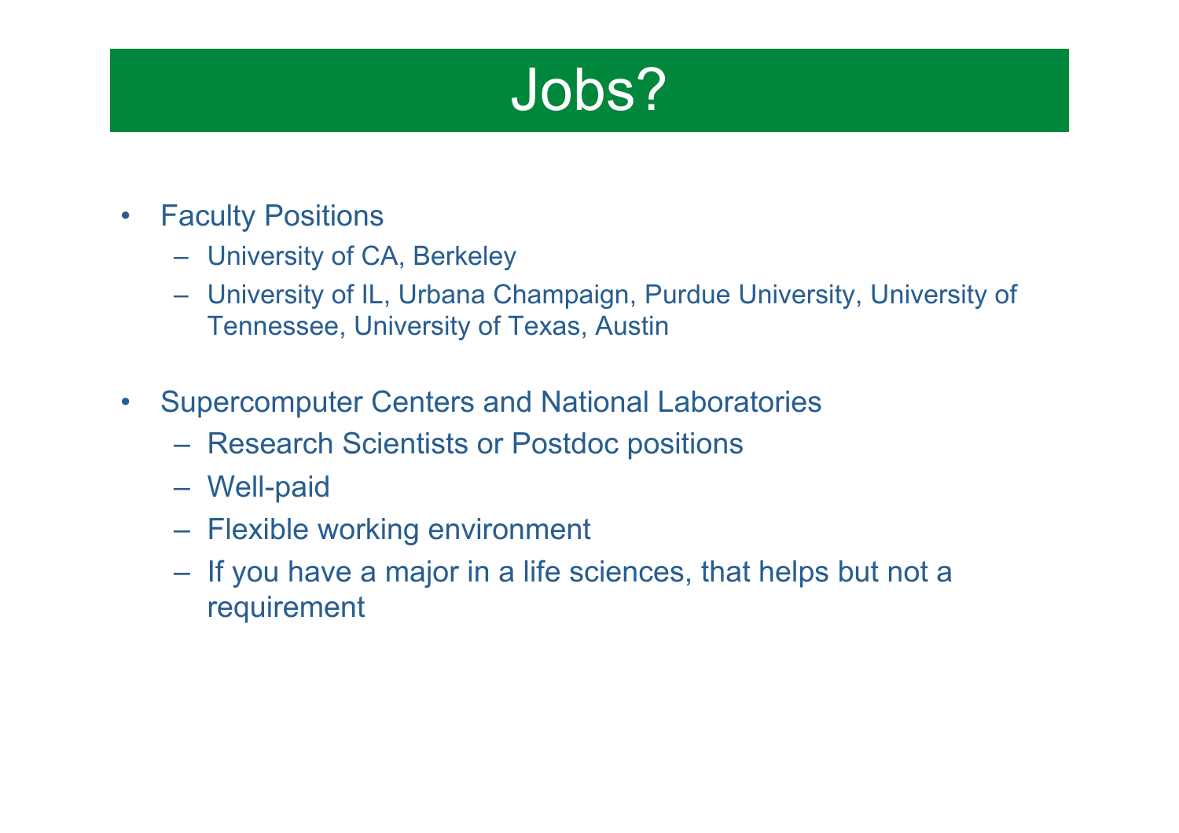# Jobs?

- Faculty Positions
  - University of CA, Berkeley
  - University of IL, Urbana Champaign, Purdue University, University of Tennessee, University of Texas, Austin
- Supercomputer Centers and National Laboratories
  - Research Scientists or Postdoc positions
  - Well-paid
  - Flexible working environment
  - If you have a major in a life sciences, that helps but not a requirement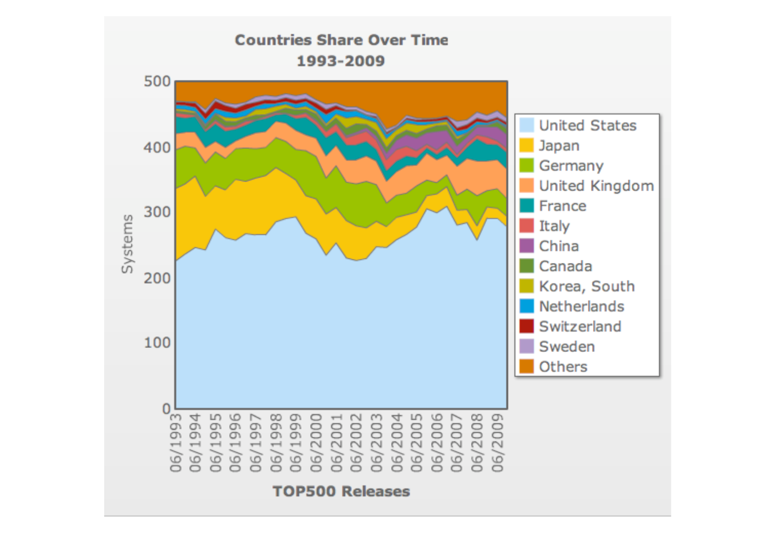**Countries Share Over Time**
**1993-2009**

Systems

TOP500 Releases

- United States
- Japan
- Germany
- United Kingdom
- France
- Italy
- China
- Canada
- Korea, South
- Netherlands
- Switzerland
- Sweden
- Others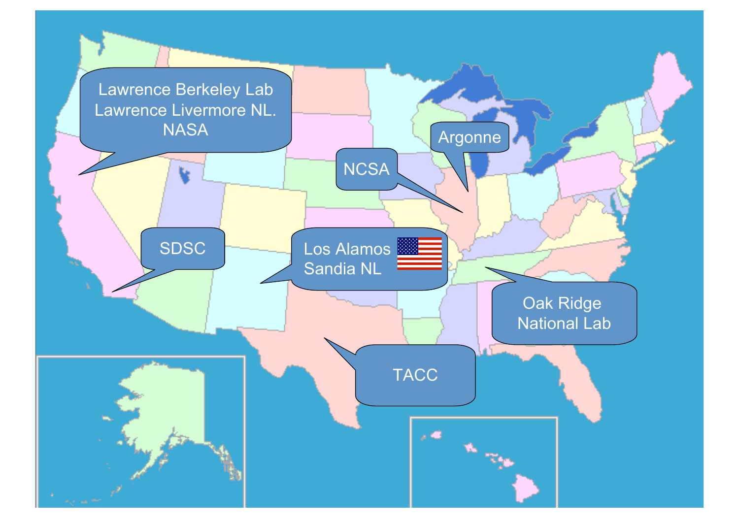Lawrence Berkeley Lab
Lawrence Livermore NL.
NASA

Argonne

NCSA

SDSC

Los Alamos
Sandia NL

Oak Ridge
National Lab

TACC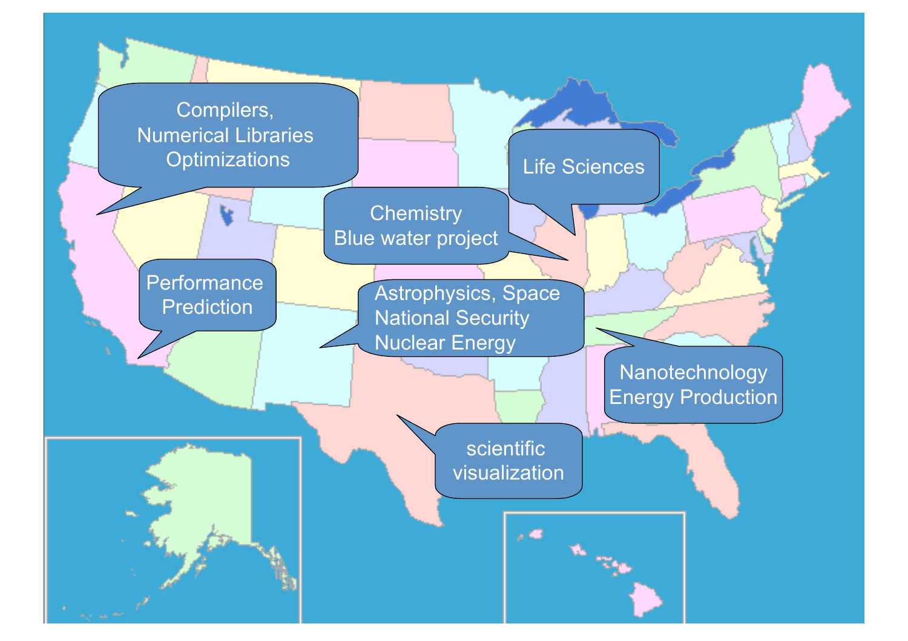Compilers,
Numerical Libraries
Optimizations

Life Sciences

Chemistry
Blue water project

Performance
Prediction

Astrophysics, Space
National Security
Nuclear Energy

Nanotechnology
Energy Production

scientific
visualization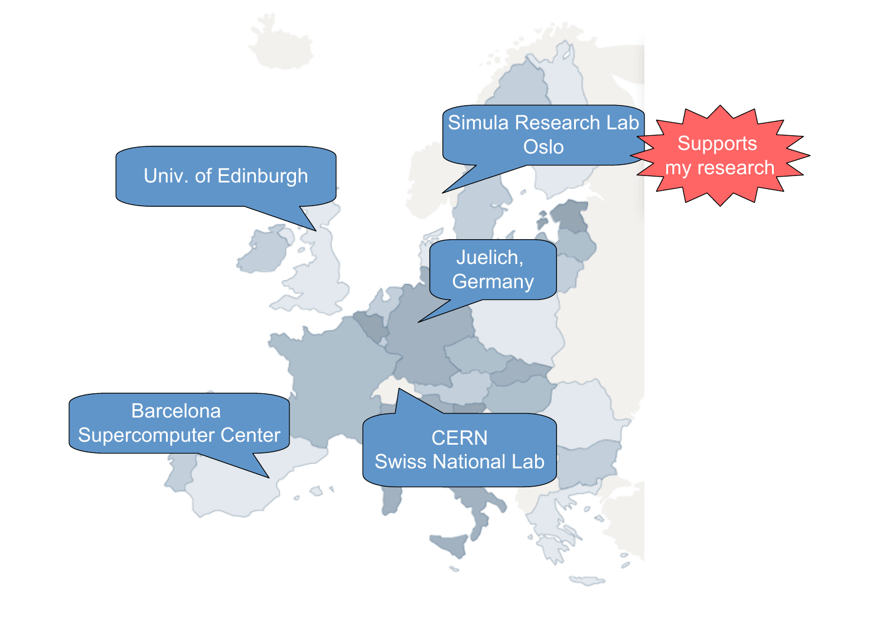Simula Research Lab Oslo

Supports my research

Univ. of Edinburgh

Juelich, Germany

Barcelona Supercomputer Center

CERN Swiss National Lab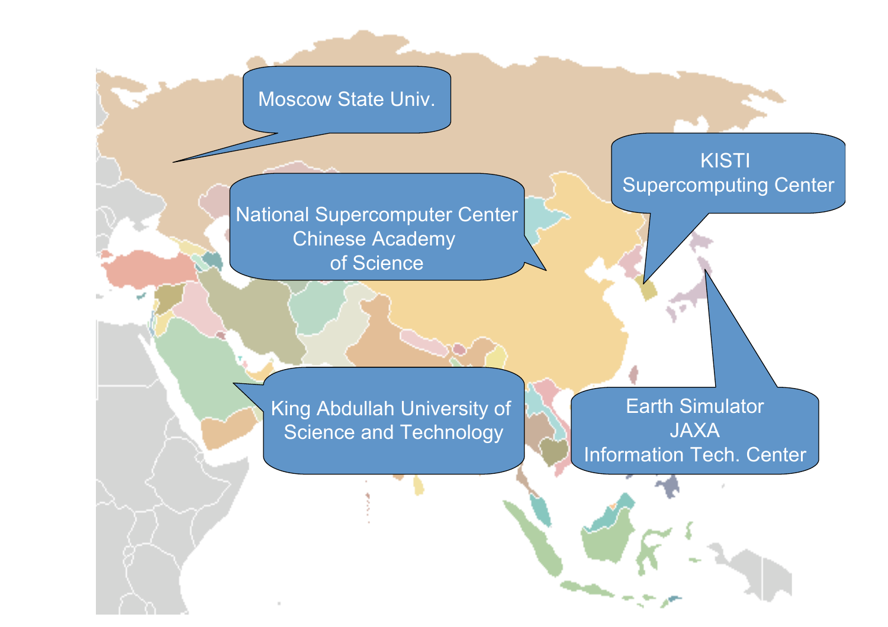Moscow State Univ.

National Supercomputer Center
Chinese Academy
of Science

KISTI
Supercomputing Center

King Abdullah University of
Science and Technology

Earth Simulator
JAXA
Information Tech. Center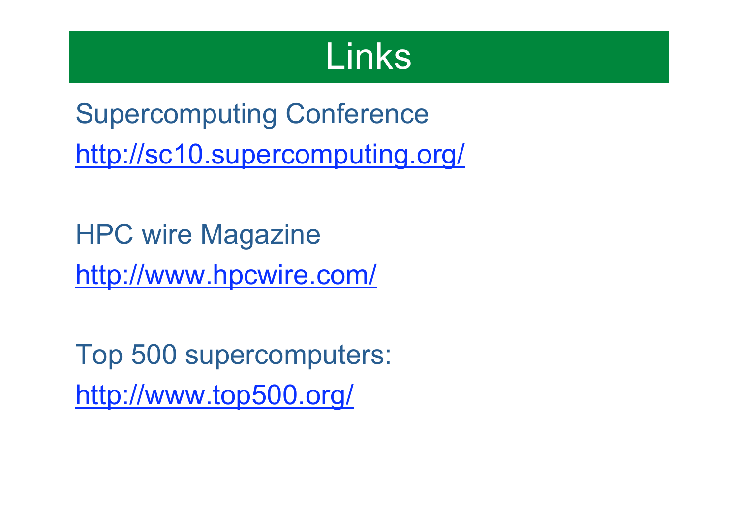# Links

Supercomputing Conference

http://sc10.supercomputing.org/

HPC wire Magazine

http://www.hpcwire.com/

Top 500 supercomputers:

http://www.top500.org/